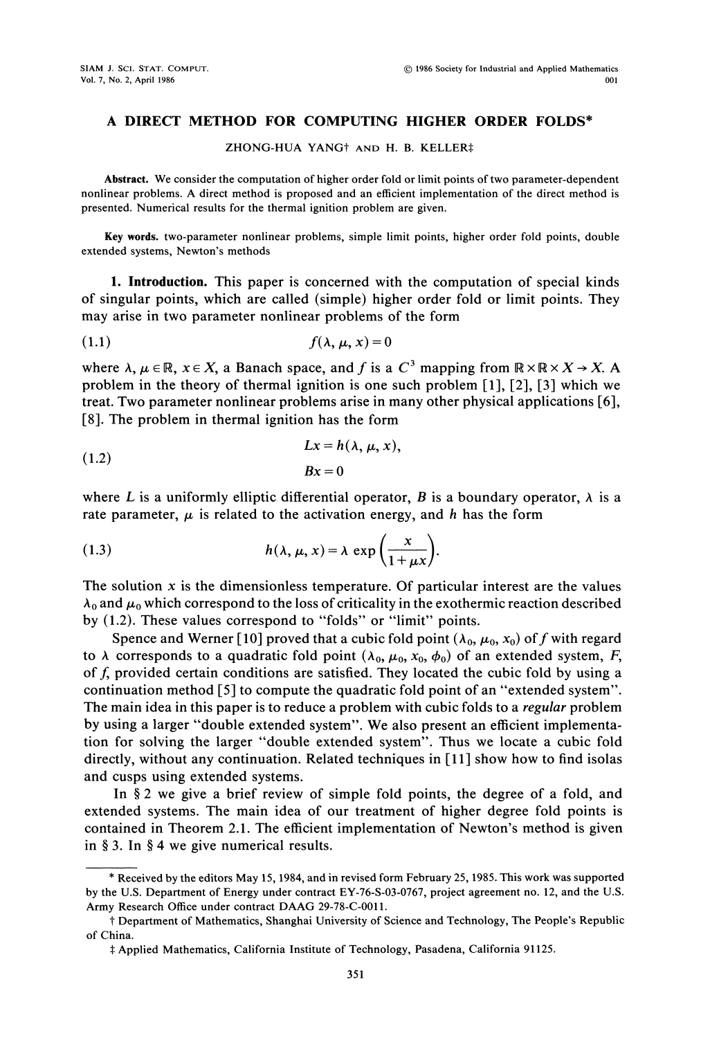# A DIRECT METHOD FOR COMPUTING HIGHER ORDER FOLDS*

ZHONG-HUA YANG† AND H. B. KELLER‡

**Abstract.** We consider the computation of higher order fold or limit points of two parameter-dependent nonlinear problems. A direct method is proposed and an efficient implementation of the direct method is presented. Numerical results for the thermal ignition problem are given.

**Key words.** two-parameter nonlinear problems, simple limit points, higher order fold points, double extended systems, Newton's methods

**1. Introduction.** This paper is concerned with the computation of special kinds of singular points, which are called (simple) higher order fold or limit points. They may arise in two parameter nonlinear problems of the form

$$f(\lambda, \mu, x) = 0 \tag{1.1}$$

where $\lambda, \mu \in \mathbb{R}$, $x \in X$, a Banach space, and $f$ is a $C^3$ mapping from $\mathbb{R} \times \mathbb{R} \times X \to X$. A problem in the theory of thermal ignition is one such problem [1], [2], [3] which we treat. Two parameter nonlinear problems arise in many other physical applications [6], [8]. The problem in thermal ignition has the form

$$\begin{aligned} Lx &= h(\lambda, \mu, x), \\ Bx &= 0 \end{aligned} \tag{1.2}$$

where $L$ is a uniformly elliptic differential operator, $B$ is a boundary operator, $\lambda$ is a rate parameter, $\mu$ is related to the activation energy, and $h$ has the form

$$h(\lambda, \mu, x) = \lambda \exp\left(\frac{x}{1+\mu x}\right). \tag{1.3}$$

The solution $x$ is the dimensionless temperature. Of particular interest are the values $\lambda_0$ and $\mu_0$ which correspond to the loss of criticality in the exothermic reaction described by (1.2). These values correspond to "folds" or "limit" points.

Spence and Werner [10] proved that a cubic fold point $(\lambda_0, \mu_0, x_0)$ of $f$ with regard to $\lambda$ corresponds to a quadratic fold point $(\lambda_0, \mu_0, x_0, \phi_0)$ of an extended system, $F$, of $f$, provided certain conditions are satisfied. They located the cubic fold by using a continuation method [5] to compute the quadratic fold point of an "extended system". The main idea in this paper is to reduce a problem with cubic folds to a *regular* problem by using a larger "double extended system". We also present an efficient implementation for solving the larger "double extended system". Thus we locate a cubic fold directly, without any continuation. Related techniques in [11] show how to find isolas and cusps using extended systems.

In § 2 we give a brief review of simple fold points, the degree of a fold, and extended systems. The main idea of our treatment of higher degree fold points is contained in Theorem 2.1. The efficient implementation of Newton's method is given in § 3. In § 4 we give numerical results.

---

\* Received by the editors May 15, 1984, and in revised form February 25, 1985. This work was supported by the U.S. Department of Energy under contract EY-76-S-03-0767, project agreement no. 12, and the U.S. Army Research Office under contract DAAG 29-78-C-0011.

† Department of Mathematics, Shanghai University of Science and Technology, The People's Republic of China.

‡ Applied Mathematics, California Institute of Technology, Pasadena, California 91125.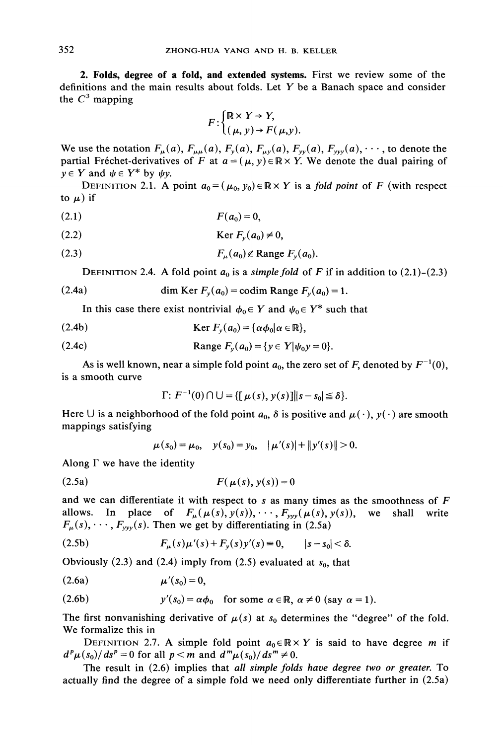## 2. Folds, degree of a fold, and extended systems.

First we review some of the definitions and the main results about folds. Let $Y$ be a Banach space and consider the $C^3$ mapping

$$F:\begin{cases}\mathbb{R}\times Y\to Y,\\ (\mu, y)\to F(\mu, y).\end{cases}$$

We use the notation $F_\mu(a)$, $F_{\mu\mu}(a)$, $F_y(a)$, $F_{\mu y}(a)$, $F_{yy}(a)$, $F_{yyy}(a), \cdots$, to denote the partial Fréchet-derivatives of $F$ at $a=(\mu, y)\in\mathbb{R}\times Y$. We denote the dual pairing of $y\in Y$ and $\psi\in Y^*$ by $\psi y$.

DEFINITION 2.1. A point $a_0=(\mu_0, y_0)\in\mathbb{R}\times Y$ is a *fold point* of $F$ (with respect to $\mu$) if

$$F(a_0)=0, \tag{2.1}$$

$$\operatorname{Ker} F_y(a_0)\neq 0, \tag{2.2}$$

$$F_\mu(a_0)\notin \operatorname{Range} F_y(a_0). \tag{2.3}$$

DEFINITION 2.4. A fold point $a_0$ is a *simple fold* of $F$ if in addition to (2.1)–(2.3)

$$\dim \operatorname{Ker} F_y(a_0)=\operatorname{codim} \operatorname{Range} F_y(a_0)=1. \tag{2.4a}$$

In this case there exist nontrivial $\phi_0\in Y$ and $\psi_0\in Y^*$ such that

$$\operatorname{Ker} F_y(a_0)=\{\alpha\phi_0|\alpha\in\mathbb{R}\}, \tag{2.4b}$$

$$\operatorname{Range} F_y(a_0)=\{y\in Y|\psi_0 y=0\}. \tag{2.4c}$$

As is well known, near a simple fold point $a_0$, the zero set of $F$, denoted by $F^{-1}(0)$, is a smooth curve

$$\Gamma\colon F^{-1}(0)\cap U=\{[\mu(s), y(s)]\,|\,|s-s_0|\leqq\delta\}.$$

Here $U$ is a neighborhood of the fold point $a_0$, $\delta$ is positive and $\mu(\cdot)$, $y(\cdot)$ are smooth mappings satisfying

$$\mu(s_0)=\mu_0,\quad y(s_0)=y_0,\quad |\mu'(s)|+\|y'(s)\|>0.$$

Along $\Gamma$ we have the identity

$$F(\mu(s), y(s))=0 \tag{2.5a}$$

and we can differentiate it with respect to $s$ as many times as the smoothness of $F$ allows. In place of $F_\mu(\mu(s), y(s)), \cdots, F_{yyy}(\mu(s), y(s))$, we shall write $F_\mu(s), \cdots, F_{yyy}(s)$. Then we get by differentiating in (2.5a)

$$F_\mu(s)\mu'(s)+F_y(s)y'(s)\equiv 0,\qquad |s-s_0|<\delta. \tag{2.5b}$$

Obviously (2.3) and (2.4) imply from (2.5) evaluated at $s_0$, that

$$\mu'(s_0)=0, \tag{2.6a}$$

$$y'(s_0)=\alpha\phi_0\quad\text{for some }\alpha\in\mathbb{R},\ \alpha\neq 0\ (\text{say } \alpha=1). \tag{2.6b}$$

The first nonvanishing derivative of $\mu(s)$ at $s_0$ determines the "degree" of the fold. We formalize this in

DEFINITION 2.7. A simple fold point $a_0\in\mathbb{R}\times Y$ is said to have degree $m$ if $d^p\mu(s_0)/ds^p=0$ for all $p<m$ and $d^m\mu(s_0)/ds^m\neq 0$.

The result in (2.6) implies that *all simple folds have degree two or greater.* To actually find the degree of a simple fold we need only differentiate further in (2.5a)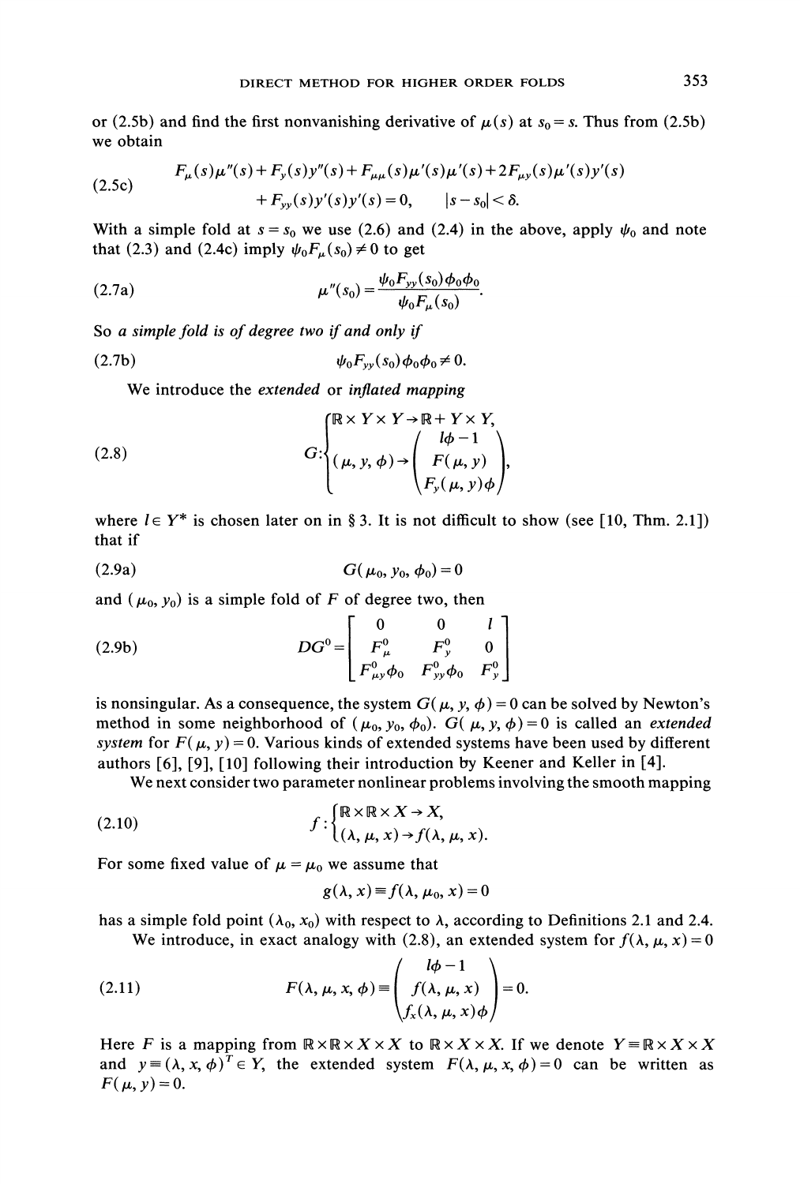or (2.5b) and find the first nonvanishing derivative of $\mu(s)$ at $s_0 = s$. Thus from (2.5b) we obtain

$$
\begin{aligned}
\text{(2.5c)} \qquad & F_\mu(s)\mu''(s) + F_y(s)y''(s) + F_{\mu\mu}(s)\mu'(s)\mu'(s) + 2F_{\mu y}(s)\mu'(s)y'(s) \\
& + F_{yy}(s)y'(s)y'(s) = 0, \qquad |s - s_0| < \delta.
\end{aligned}
$$

With a simple fold at $s = s_0$ we use (2.6) and (2.4) in the above, apply $\psi_0$ and note that (2.3) and (2.4c) imply $\psi_0 F_\mu(s_0) \neq 0$ to get

$$
\text{(2.7a)} \qquad \mu''(s_0) = \frac{\psi_0 F_{yy}(s_0)\phi_0\phi_0}{\psi_0 F_\mu(s_0)}.
$$

So *a simple fold is of degree two if and only if*

$$
\text{(2.7b)} \qquad \psi_0 F_{yy}(s_0)\phi_0\phi_0 \neq 0.
$$

We introduce the *extended* or *inflated mapping*

$$
\text{(2.8)} \qquad G: \begin{cases} \mathbb{R} \times Y \times Y \to \mathbb{R} + Y \times Y, \\ (\mu, y, \phi) \to \begin{pmatrix} l\phi - 1 \\ F(\mu, y) \\ F_y(\mu, y)\phi \end{pmatrix}, \end{cases}
$$

where $l \in Y^*$ is chosen later on in § 3. It is not difficult to show (see [10, Thm. 2.1]) that if

$$
\text{(2.9a)} \qquad G(\mu_0, y_0, \phi_0) = 0
$$

and $(\mu_0, y_0)$ is a simple fold of $F$ of degree two, then

$$
\text{(2.9b)} \qquad DG^0 = \begin{bmatrix} 0 & 0 & l \\ F_\mu^0 & F_y^0 & 0 \\ F_{\mu y}^0 \phi_0 & F_{yy}^0 \phi_0 & F_y^0 \end{bmatrix}
$$

is nonsingular. As a consequence, the system $G(\mu, y, \phi) = 0$ can be solved by Newton's method in some neighborhood of $(\mu_0, y_0, \phi_0)$. $G(\mu, y, \phi) = 0$ is called an *extended system* for $F(\mu, y) = 0$. Various kinds of extended systems have been used by different authors [6], [9], [10] following their introduction by Keener and Keller in [4].

We next consider two parameter nonlinear problems involving the smooth mapping

$$
\text{(2.10)} \qquad f: \begin{cases} \mathbb{R} \times \mathbb{R} \times X \to X, \\ (\lambda, \mu, x) \to f(\lambda, \mu, x). \end{cases}
$$

For some fixed value of $\mu = \mu_0$ we assume that

$$
g(\lambda, x) \equiv f(\lambda, \mu_0, x) = 0
$$

has a simple fold point $(\lambda_0, x_0)$ with respect to $\lambda$, according to Definitions 2.1 and 2.4.

We introduce, in exact analogy with (2.8), an extended system for $f(\lambda, \mu, x) = 0$

$$
\text{(2.11)} \qquad F(\lambda, \mu, x, \phi) \equiv \begin{pmatrix} l\phi - 1 \\ f(\lambda, \mu, x) \\ f_x(\lambda, \mu, x)\phi \end{pmatrix} = 0.
$$

Here $F$ is a mapping from $\mathbb{R} \times \mathbb{R} \times X \times X$ to $\mathbb{R} \times X \times X$. If we denote $Y \equiv \mathbb{R} \times X \times X$ and $y \equiv (\lambda, x, \phi)^T \in Y$, the extended system $F(\lambda, \mu, x, \phi) = 0$ can be written as $F(\mu, y) = 0$.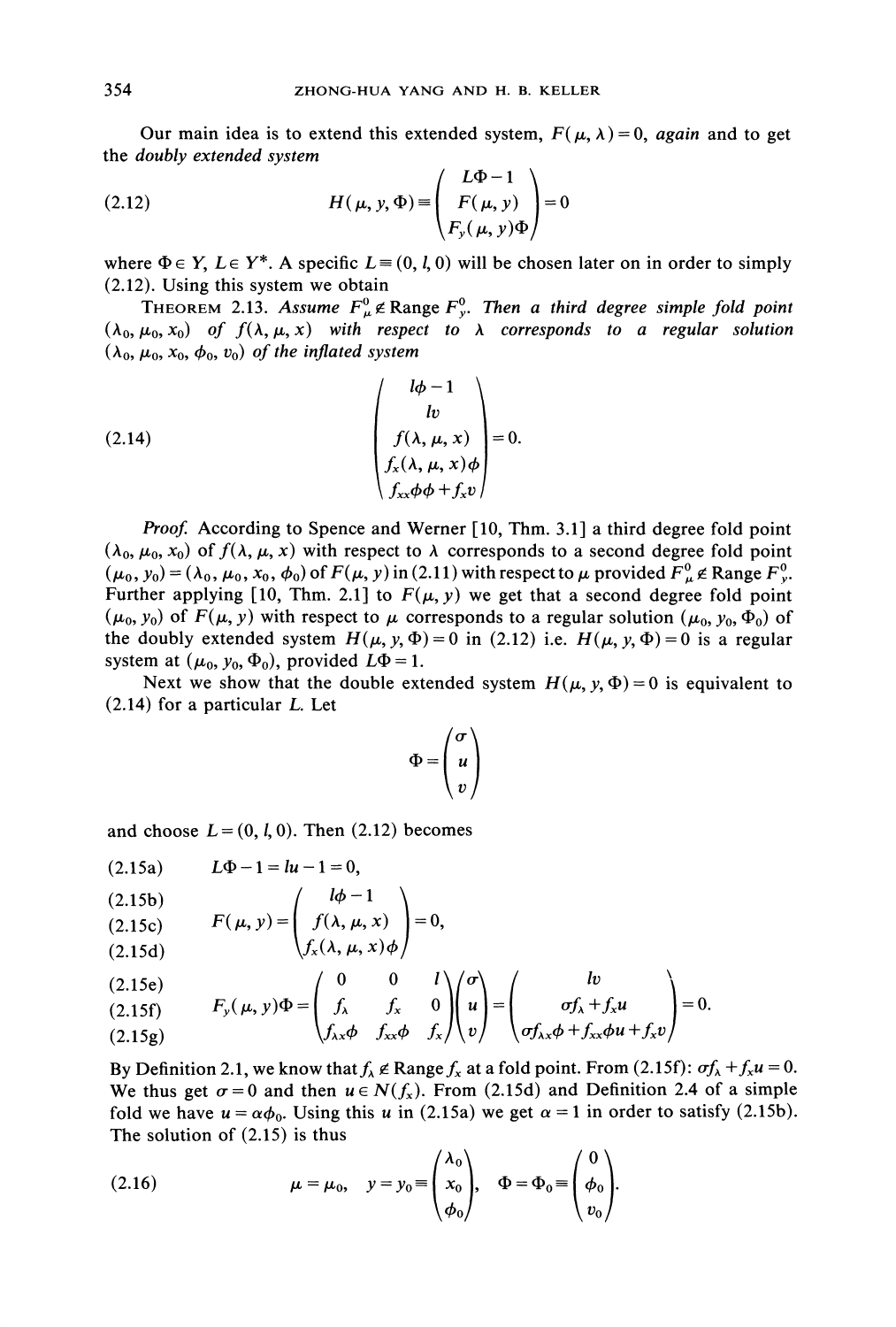Our main idea is to extend this extended system, $F(\mu, \lambda) = 0$, *again* and to get the *doubly extended system*

$$
H(\mu, y, \Phi) \equiv \begin{pmatrix} L\Phi - 1 \\ F(\mu, y) \\ F_y(\mu, y)\Phi \end{pmatrix} = 0 \tag{2.12}
$$

where $\Phi \in Y$, $L \in Y^*$. A specific $L \equiv (0, l, 0)$ will be chosen later on in order to simply (2.12). Using this system we obtain

THEOREM 2.13. *Assume $F_\mu^0 \notin \text{Range } F_y^0$. Then a third degree simple fold point $(\lambda_0, \mu_0, x_0)$ of $f(\lambda, \mu, x)$ with respect to $\lambda$ corresponds to a regular solution $(\lambda_0, \mu_0, x_0, \phi_0, v_0)$ of the inflated system*

$$
\begin{pmatrix} l\phi - 1 \\ lv \\ f(\lambda, \mu, x) \\ f_x(\lambda, \mu, x)\phi \\ f_{xx}\phi\phi + f_x v \end{pmatrix} = 0. \tag{2.14}
$$

*Proof.* According to Spence and Werner [10, Thm. 3.1] a third degree fold point $(\lambda_0, \mu_0, x_0)$ of $f(\lambda, \mu, x)$ with respect to $\lambda$ corresponds to a second degree fold point $(\mu_0, y_0) = (\lambda_0, \mu_0, x_0, \phi_0)$ of $F(\mu, y)$ in (2.11) with respect to $\mu$ provided $F_\mu^0 \notin \text{Range } F_y^0$. Further applying [10, Thm. 2.1] to $F(\mu, y)$ we get that a second degree fold point $(\mu_0, y_0)$ of $F(\mu, y)$ with respect to $\mu$ corresponds to a regular solution $(\mu_0, y_0, \Phi_0)$ of the doubly extended system $H(\mu, y, \Phi) = 0$ in (2.12) i.e. $H(\mu, y, \Phi) = 0$ is a regular system at $(\mu_0, y_0, \Phi_0)$, provided $L\Phi = 1$.

Next we show that the double extended system $H(\mu, y, \Phi) = 0$ is equivalent to (2.14) for a particular $L$. Let

$$
\Phi = \begin{pmatrix} \sigma \\ u \\ v \end{pmatrix}
$$

and choose $L = (0, l, 0)$. Then (2.12) becomes

$$
L\Phi - 1 = lu - 1 = 0, \tag{2.15a}
$$

$$
F(\mu, y) = \begin{pmatrix} l\phi - 1 \\ f(\lambda, \mu, x) \\ f_x(\lambda, \mu, x)\phi \end{pmatrix} = 0, \tag{2.15b–d}
$$

$$
F_y(\mu, y)\Phi = \begin{pmatrix} 0 & 0 & l \\ f_\lambda & f_x & 0 \\ f_{\lambda x}\phi & f_{xx}\phi & f_x \end{pmatrix} \begin{pmatrix} \sigma \\ u \\ v \end{pmatrix} = \begin{pmatrix} lv \\ \sigma f_\lambda + f_x u \\ \sigma f_{\lambda x}\phi + f_{xx}\phi u + f_x v \end{pmatrix} = 0. \tag{2.15e–g}
$$

By Definition 2.1, we know that $f_\lambda \notin \text{Range } f_x$ at a fold point. From (2.15f): $\sigma f_\lambda + f_x u = 0$. We thus get $\sigma = 0$ and then $u \in N(f_x)$. From (2.15d) and Definition 2.4 of a simple fold we have $u = \alpha \phi_0$. Using this $u$ in (2.15a) we get $\alpha = 1$ in order to satisfy (2.15b). The solution of (2.15) is thus

$$
\mu = \mu_0, \quad y = y_0 \equiv \begin{pmatrix} \lambda_0 \\ x_0 \\ \phi_0 \end{pmatrix}, \quad \Phi = \Phi_0 \equiv \begin{pmatrix} 0 \\ \phi_0 \\ v_0 \end{pmatrix}. \tag{2.16}
$$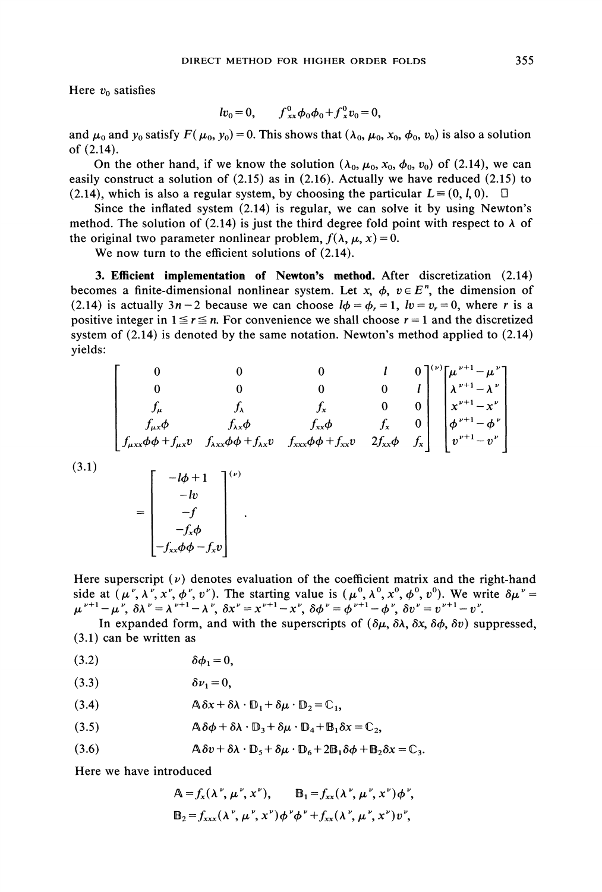Here $v_0$ satisfies

$$lv_0 = 0, \qquad f^0_{xx}\phi_0\phi_0 + f^0_x v_0 = 0,$$

and $\mu_0$ and $y_0$ satisfy $F(\mu_0, y_0) = 0$. This shows that $(\lambda_0, \mu_0, x_0, \phi_0, v_0)$ is also a solution of (2.14).

On the other hand, if we know the solution $(\lambda_0, \mu_0, x_0, \phi_0, v_0)$ of (2.14), we can easily construct a solution of (2.15) as in (2.16). Actually we have reduced (2.15) to (2.14), which is also a regular system, by choosing the particular $L \equiv (0, l, 0)$. □

Since the inflated system (2.14) is regular, we can solve it by using Newton's method. The solution of (2.14) is just the third degree fold point with respect to $\lambda$ of the original two parameter nonlinear problem, $f(\lambda, \mu, x) = 0$.

We now turn to the efficient solutions of (2.14).

**3. Efficient implementation of Newton's method.** After discretization (2.14) becomes a finite-dimensional nonlinear system. Let $x, \phi, v \in E^n$, the dimension of (2.14) is actually $3n-2$ because we can choose $l\phi = \phi_r = 1$, $lv = v_r = 0$, where $r$ is a positive integer in $1 \leqq r \leqq n$. For convenience we shall choose $r = 1$ and the discretized system of (2.14) is denoted by the same notation. Newton's method applied to (2.14) yields:

$$(3.1) \qquad \begin{bmatrix} 0 & 0 & 0 & l & 0 \\ 0 & 0 & 0 & 0 & l \\ f_\mu & f_\lambda & f_x & 0 & 0 \\ f_{\mu x}\phi & f_{\lambda x}\phi & f_{xx}\phi & f_x & 0 \\ f_{\mu xx}\phi\phi + f_{\mu x}v & f_{\lambda xx}\phi\phi + f_{\lambda x}v & f_{xxx}\phi\phi + f_{xx}v & 2f_{xx}\phi & f_x \end{bmatrix}^{(\nu)} \begin{bmatrix} \mu^{\nu+1} - \mu^\nu \\ \lambda^{\nu+1} - \lambda^\nu \\ x^{\nu+1} - x^\nu \\ \phi^{\nu+1} - \phi^\nu \\ v^{\nu+1} - v^\nu \end{bmatrix} = \begin{bmatrix} -l\phi + 1 \\ -lv \\ -f \\ -f_x\phi \\ -f_{xx}\phi\phi - f_x v \end{bmatrix}^{(\nu)}.$$

Here superscript $(\nu)$ denotes evaluation of the coefficient matrix and the right-hand side at $(\mu^\nu, \lambda^\nu, x^\nu, \phi^\nu, v^\nu)$. The starting value is $(\mu^0, \lambda^0, x^0, \phi^0, v^0)$. We write $\delta\mu^\nu = \mu^{\nu+1} - \mu^\nu$, $\delta\lambda^\nu = \lambda^{\nu+1} - \lambda^\nu$, $\delta x^\nu = x^{\nu+1} - x^\nu$, $\delta\phi^\nu = \phi^{\nu+1} - \phi^\nu$, $\delta v^\nu = v^{\nu+1} - v^\nu$.

In expanded form, and with the superscripts of $(\delta\mu, \delta\lambda, \delta x, \delta\phi, \delta v)$ suppressed, (3.1) can be written as

$$(3.2) \qquad \delta\phi_1 = 0,$$

$$(3.3) \qquad \delta v_1 = 0,$$

$$(3.4) \qquad \mathbb{A}\delta x + \delta\lambda \cdot \mathbb{D}_1 + \delta\mu \cdot \mathbb{D}_2 = \mathbb{C}_1,$$

$$(3.5) \qquad \mathbb{A}\delta\phi + \delta\lambda \cdot \mathbb{D}_3 + \delta\mu \cdot \mathbb{D}_4 + \mathbb{B}_1\delta x = \mathbb{C}_2,$$

$$(3.6) \qquad \mathbb{A}\delta v + \delta\lambda \cdot \mathbb{D}_5 + \delta\mu \cdot \mathbb{D}_6 + 2\mathbb{B}_1\delta\phi + \mathbb{B}_2\delta x = \mathbb{C}_3.$$

Here we have introduced

$$\mathbb{A} = f_x(\lambda^\nu, \mu^\nu, x^\nu), \qquad \mathbb{B}_1 = f_{xx}(\lambda^\nu, \mu^\nu, x^\nu)\phi^\nu,$$

$$\mathbb{B}_2 = f_{xxx}(\lambda^\nu, \mu^\nu, x^\nu)\phi^\nu\phi^\nu + f_{xx}(\lambda^\nu, \mu^\nu, x^\nu)v^\nu,$$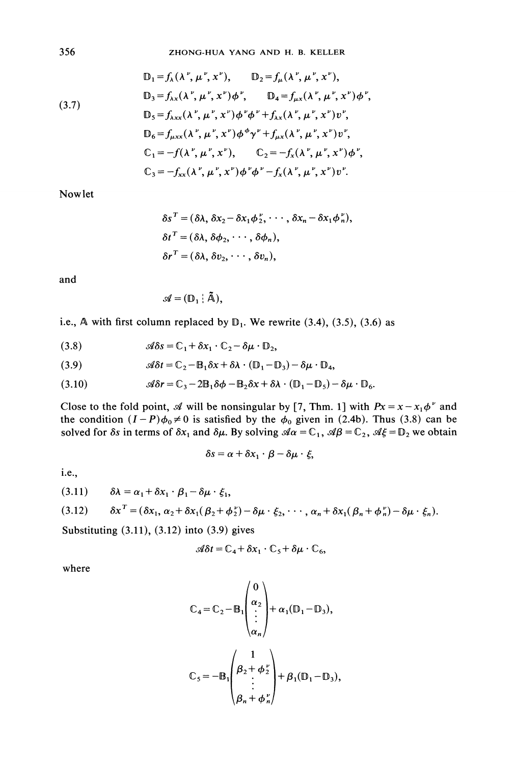$$
\begin{aligned}
&\mathbb{D}_1 = f_\lambda(\lambda^\nu, \mu^\nu, x^\nu), \qquad \mathbb{D}_2 = f_\mu(\lambda^\nu, \mu^\nu, x^\nu),\\
&\mathbb{D}_3 = f_{\lambda x}(\lambda^\nu, \mu^\nu, x^\nu)\phi^\nu, \qquad \mathbb{D}_4 = f_{\mu x}(\lambda^\nu, \mu^\nu, x^\nu)\phi^\nu,\\
&\mathbb{D}_5 = f_{\lambda xx}(\lambda^\nu, \mu^\nu, x^\nu)\phi^\nu\phi^\nu + f_{\lambda x}(\lambda^\nu, \mu^\nu, x^\nu)v^\nu,\\
&\mathbb{D}_6 = f_{\mu xx}(\lambda^\nu, \mu^\nu, x^\nu)\phi^\phi\gamma^\nu + f_{\mu x}(\lambda^\nu, \mu^\nu, x^\nu)v^\nu,\\
&\mathbb{C}_1 = -f(\lambda^\nu, \mu^\nu, x^\nu), \qquad \mathbb{C}_2 = -f_x(\lambda^\nu, \mu^\nu, x^\nu)\phi^\nu,\\
&\mathbb{C}_3 = -f_{xx}(\lambda^\nu, \mu^\nu, x^\nu)\phi^\nu\phi^\nu - f_x(\lambda^\nu, \mu^\nu, x^\nu)v^\nu.
\end{aligned}
\tag{3.7}
$$

Now let

$$
\begin{aligned}
\delta s^T &= (\delta\lambda, \delta x_2 - \delta x_1 \phi_2^\nu, \cdots, \delta x_n - \delta x_1 \phi_n^\nu),\\
\delta t^T &= (\delta\lambda, \delta\phi_2, \cdots, \delta\phi_n),\\
\delta r^T &= (\delta\lambda, \delta v_2, \cdots, \delta v_n),
\end{aligned}
$$

and

$$\mathscr{A} = (\mathbb{D}_1 \,\vdots\, \tilde{\mathbb{A}}),$$

i.e., $\mathbb{A}$ with first column replaced by $\mathbb{D}_1$. We rewrite (3.4), (3.5), (3.6) as

$$\mathscr{A}\delta s = \mathbb{C}_1 + \delta x_1 \cdot \mathbb{C}_2 - \delta\mu \cdot \mathbb{D}_2, \tag{3.8}$$

$$\mathscr{A}\delta t = \mathbb{C}_2 - \mathbb{B}_1 \delta x + \delta\lambda \cdot (\mathbb{D}_1 - \mathbb{D}_3) - \delta\mu \cdot \mathbb{D}_4, \tag{3.9}$$

$$\mathscr{A}\delta r = \mathbb{C}_3 - 2\mathbb{B}_1 \delta\phi - \mathbb{B}_2 \delta x + \delta\lambda \cdot (\mathbb{D}_1 - \mathbb{D}_5) - \delta\mu \cdot \mathbb{D}_6. \tag{3.10}$$

Close to the fold point, $\mathscr{A}$ will be nonsingular by [7, Thm. 1] with $Px = x - x_1\phi^\nu$ and the condition $(I-P)\phi_0 \neq 0$ is satisfied by the $\phi_0$ given in (2.4b). Thus (3.8) can be solved for $\delta s$ in terms of $\delta x_1$ and $\delta\mu$. By solving $\mathscr{A}\alpha = \mathbb{C}_1$, $\mathscr{A}\beta = \mathbb{C}_2$, $\mathscr{A}\xi = \mathbb{D}_2$ we obtain

$$\delta s = \alpha + \delta x_1 \cdot \beta - \delta\mu \cdot \xi,$$

i.e.,

$$\delta\lambda = \alpha_1 + \delta x_1 \cdot \beta_1 - \delta\mu \cdot \xi_1, \tag{3.11}$$

$$\delta x^T = (\delta x_1, \alpha_2 + \delta x_1(\beta_2 + \phi_2^\nu) - \delta\mu \cdot \xi_2, \cdots, \alpha_n + \delta x_1(\beta_n + \phi_n^\nu) - \delta\mu \cdot \xi_n). \tag{3.12}$$

Substituting (3.11), (3.12) into (3.9) gives

$$\mathscr{A}\delta t = \mathbb{C}_4 + \delta x_1 \cdot \mathbb{C}_5 + \delta\mu \cdot \mathbb{C}_6,$$

where

$$\mathbb{C}_4 = \mathbb{C}_2 - \mathbb{B}_1 \begin{pmatrix} 0 \\ \alpha_2 \\ \vdots \\ \alpha_n \end{pmatrix} + \alpha_1(\mathbb{D}_1 - \mathbb{D}_3),$$

$$\mathbb{C}_5 = -\mathbb{B}_1 \begin{pmatrix} 1 \\ \beta_2 + \phi_2^\nu \\ \vdots \\ \beta_n + \phi_n^\nu \end{pmatrix} + \beta_1(\mathbb{D}_1 - \mathbb{D}_3),$$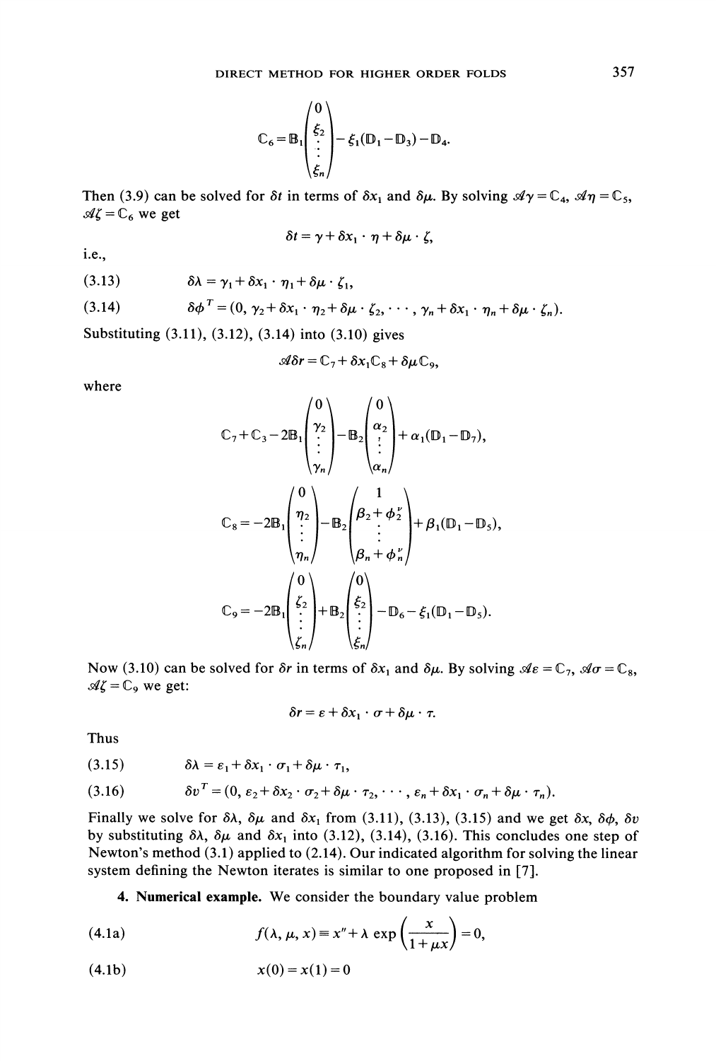$$\mathbb{C}_6 = \mathbb{B}_1 \begin{pmatrix} 0 \\ \xi_2 \\ \vdots \\ \xi_n \end{pmatrix} - \xi_1(\mathbb{D}_1 - \mathbb{D}_3) - \mathbb{D}_4.$$

Then (3.9) can be solved for $\delta t$ in terms of $\delta x_1$ and $\delta\mu$. By solving $\mathcal{A}\gamma = \mathbb{C}_4$, $\mathcal{A}\eta = \mathbb{C}_5$, $\mathcal{A}\zeta = \mathbb{C}_6$ we get

$$\delta t = \gamma + \delta x_1 \cdot \eta + \delta\mu \cdot \zeta,$$

i.e.,

$$\delta\lambda = \gamma_1 + \delta x_1 \cdot \eta_1 + \delta\mu \cdot \zeta_1, \tag{3.13}$$

$$\delta\phi^T = (0, \gamma_2 + \delta x_1 \cdot \eta_2 + \delta\mu \cdot \zeta_2, \cdots, \gamma_n + \delta x_1 \cdot \eta_n + \delta\mu \cdot \zeta_n). \tag{3.14}$$

Substituting (3.11), (3.12), (3.14) into (3.10) gives

$$\mathcal{A}\delta r = \mathbb{C}_7 + \delta x_1 \mathbb{C}_8 + \delta\mu \mathbb{C}_9,$$

where

$$\mathbb{C}_7 + \mathbb{C}_3 - 2\mathbb{B}_1 \begin{pmatrix} 0 \\ \gamma_2 \\ \vdots \\ \gamma_n \end{pmatrix} - \mathbb{B}_2 \begin{pmatrix} 0 \\ \alpha_2 \\ \vdots \\ \alpha_n \end{pmatrix} + \alpha_1(\mathbb{D}_1 - \mathbb{D}_7),$$

$$\mathbb{C}_8 = -2\mathbb{B}_1 \begin{pmatrix} 0 \\ \eta_2 \\ \vdots \\ \eta_n \end{pmatrix} - \mathbb{B}_2 \begin{pmatrix} 1 \\ \beta_2 + \phi_2^\nu \\ \vdots \\ \beta_n + \phi_n^\nu \end{pmatrix} + \beta_1(\mathbb{D}_1 - \mathbb{D}_5),$$

$$\mathbb{C}_9 = -2\mathbb{B}_1 \begin{pmatrix} 0 \\ \zeta_2 \\ \vdots \\ \zeta_n \end{pmatrix} + \mathbb{B}_2 \begin{pmatrix} 0 \\ \xi_2 \\ \vdots \\ \xi_n \end{pmatrix} - \mathbb{D}_6 - \xi_1(\mathbb{D}_1 - \mathbb{D}_5).$$

Now (3.10) can be solved for $\delta r$ in terms of $\delta x_1$ and $\delta\mu$. By solving $\mathcal{A}\varepsilon = \mathbb{C}_7$, $\mathcal{A}\sigma = \mathbb{C}_8$, $\mathcal{A}\zeta = \mathbb{C}_9$ we get:

$$\delta r = \varepsilon + \delta x_1 \cdot \sigma + \delta\mu \cdot \tau.$$

Thus

$$\delta\lambda = \varepsilon_1 + \delta x_1 \cdot \sigma_1 + \delta\mu \cdot \tau_1, \tag{3.15}$$

$$\delta v^T = (0, \varepsilon_2 + \delta x_2 \cdot \sigma_2 + \delta\mu \cdot \tau_2, \cdots, \varepsilon_n + \delta x_1 \cdot \sigma_n + \delta\mu \cdot \tau_n). \tag{3.16}$$

Finally we solve for $\delta\lambda$, $\delta\mu$ and $\delta x_1$ from (3.11), (3.13), (3.15) and we get $\delta x$, $\delta\phi$, $\delta v$ by substituting $\delta\lambda$, $\delta\mu$ and $\delta x_1$ into (3.12), (3.14), (3.16). This concludes one step of Newton's method (3.1) applied to (2.14). Our indicated algorithm for solving the linear system defining the Newton iterates is similar to one proposed in [7].

**4. Numerical example.** We consider the boundary value problem

$$f(\lambda, \mu, x) \equiv x'' + \lambda \exp\left(\frac{x}{1 + \mu x}\right) = 0, \tag{4.1a}$$

$$x(0) = x(1) = 0 \tag{4.1b}$$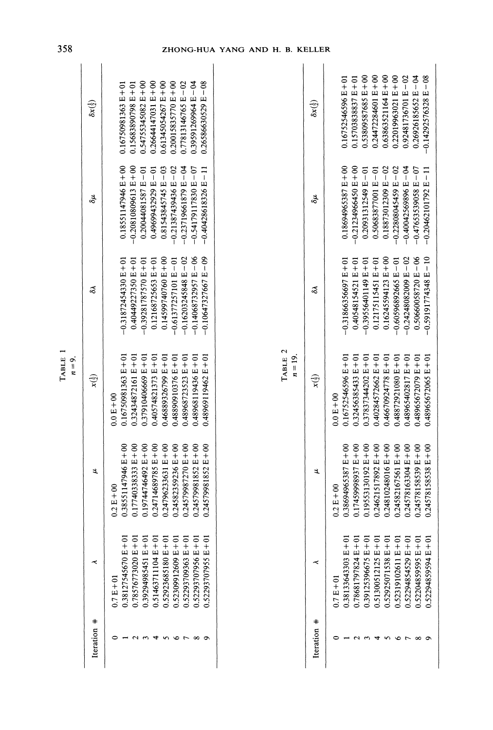TABLE 1
$n = 9$.

| Iteration # | $\lambda$ | $\mu$ | $x(\frac{1}{2})$ | $\delta\lambda$ | $\delta\mu$ | $\delta x(\frac{1}{2})$ |
|---|---|---|---|---|---|---|
| 0 | 0.7 E+01 | 0.2 E+00 | 0.0 E+00 | | | |
| 1 | 0.38127545670 E+01 | 0.38551147946 E+00 | 0.16750981363 E+01 | −0.31872454330 E+01 | 0.18551147946 E+00 | 0.16750981363 E+01 |
| 2 | 0.78576773020 E+01 | 0.17740338333 E+00 | 0.32434872161 E+01 | 0.40449227350 E+01 | −0.20810809613 E+00 | 0.15683890798 E+01 |
| 3 | 0.39294985451 E+01 | 0.19744746492 E+00 | 0.37910406669 E+01 | −0.39281787570 E+01 | 0.20044081587 E−01 | 0.54755345082 E+00 |
| 4 | 0.51463711104 E+01 | 0.24714689785 E+00 | 0.40574821373 E+01 | 0.12168725653 E+01 | 0.49699432929 E−01 | 0.26644147031 E+00 |
| 5 | 0.52923685180 E+01 | 0.24796233631 E+00 | 0.46889326799 E+01 | 0.14599740760 E+00 | 0.81543845745 E−03 | 0.61345054267 E+00 |
| 6 | 0.52309912609 E+01 | 0.24582359236 E+00 | 0.48890910376 E+01 | −0.61377257101 E−01 | −0.21387439436 E−02 | 0.20015835770 E+00 |
| 7 | 0.52293709363 E+01 | 0.24579987270 E+00 | 0.48968723523 E+01 | −0.16203245848 E−02 | −0.23719661879 E−04 | 0.77813146765 E−02 |
| 8 | 0.52293707956 E+01 | 0.24579981852 E+00 | 0.48968119436 E+01 | −0.14068732957 E−06 | −0.54179117830 E−07 | 0.39591269964 E−04 |
| 9 | 0.52293707955 E+01 | 0.24579981852 E+00 | 0.48969119462 E+01 | −0.10647327667 E−09 | −0.40428618326 E−11 | 0.26586630529 E−08 |

TABLE 2
$n = 19$.

| Iteration # | $\lambda$ | $\mu$ | $x(\frac{1}{2})$ | $\delta\lambda$ | $\delta\mu$ | $\delta x(\frac{1}{2})$ |
|---|---|---|---|---|---|---|
| 0 | 0.7 E+01 | 0.2 E+00 | 0.0 E+00 | | | |
| 1 | 0.38133643303 E+01 | 0.38694965387 E+00 | 0.16752546596 E+01 | −0.31866356697 E+01 | 0.18694965387 E+00 | 0.16752546596 E+01 |
| 2 | 0.78681797824 E+01 | 0.17459998937 E+00 | 0.32456385433 E+01 | 0.40548154521 E+01 | −0.21234966450 E+00 | 0.15703838837 E+01 |
| 3 | 0.39125396675 E+01 | 0.19553130192 E+00 | 0.37837344202 E+01 | −0.39556401149 E+01 | 0.20931312549 E−01 | 0.53809587685 E+00 |
| 4 | 0.51300512125 E+01 | 0.24621517892 E+00 | 0.40284572662 E+01 | 0.12175115451 E+01 | 0.50683877001 E−01 | 0.24472284601 E+00 |
| 5 | 0.52925071538 E+01 | 0.24810248016 E+00 | 0.46670924778 E+01 | 0.16245594123 E+00 | 0.18873012309 E−02 | 0.63863521164 E+00 |
| 6 | 0.52319102611 E+01 | 0.24582167561 E+00 | 0.48872921080 E+01 | −0.60596892665 E−01 | −0.22808045459 E−02 | 0.22019963021 E+00 |
| 7 | 0.52294854529 E+01 | 0.24578163304 E+00 | 0.48965402817 E+01 | −0.24248082009 E−02 | −0.40042569896 E−04 | 0.92481736701 E−02 |
| 8 | 0.52204859595 E+01 | 0.24578158539 E+00 | 0.48965672079 E+01 | 0.50660058720 E−06 | −0.47653539058 E−07 | 0.26926185652 E−04 |
| 9 | 0.52294859594 E+01 | 0.24578158538 E+00 | 0.48965672065 E+01 | −0.59191774348 E−10 | −0.20462101792 E−11 | −0.14292576328 E−08 |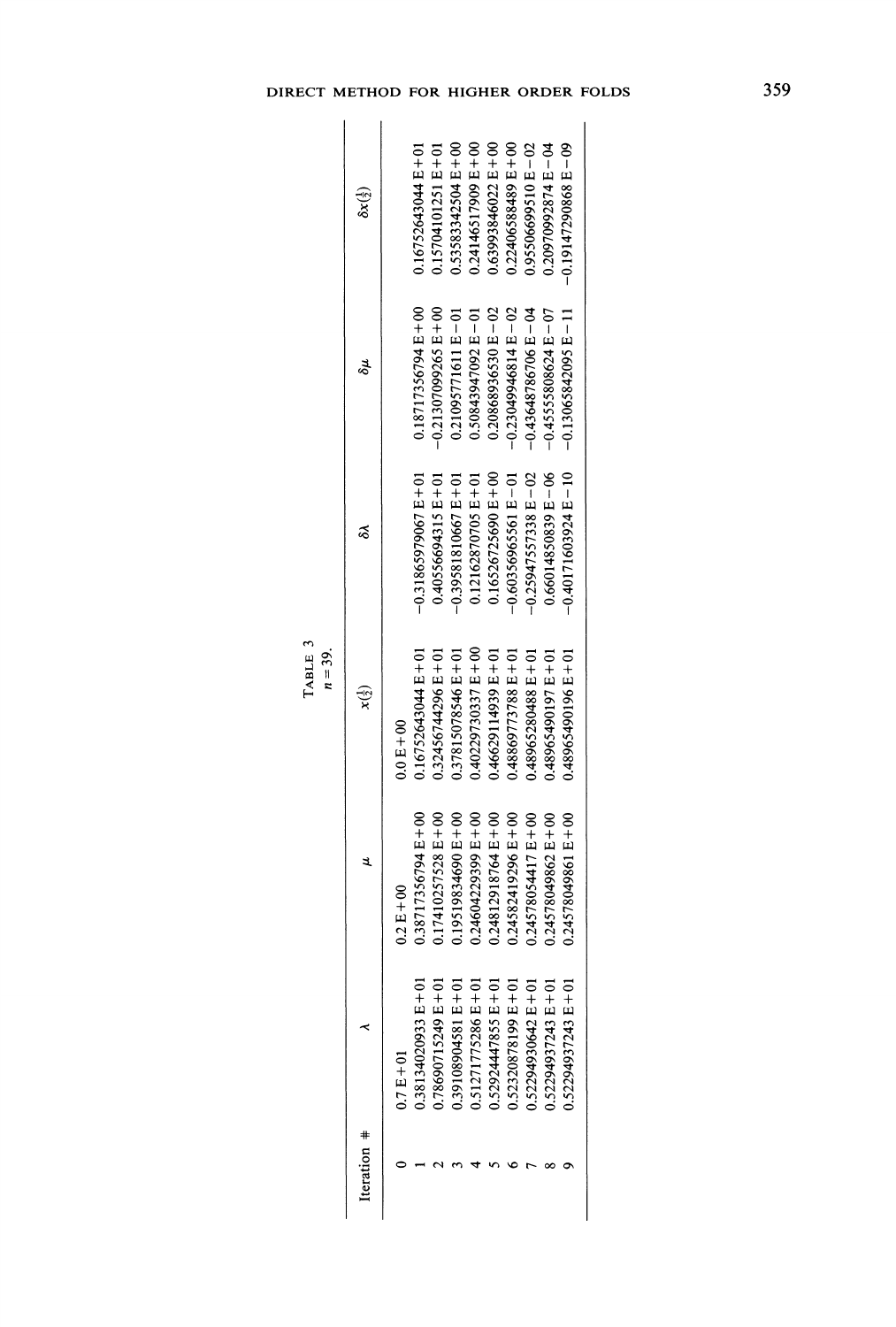TABLE 3

$n = 39$.

| Iteration # | $\lambda$ | $\mu$ | $x(\frac{1}{2})$ | $\delta\lambda$ | $\delta\mu$ | $\delta x(\frac{1}{2})$ |
|---|---|---|---|---|---|---|
| 0 | 0.7 E+01 | 0.2 E+00 | 0.0 E+00 | | | |
| 1 | 0.38134020933 E+01 | 0.38717356794 E+00 | 0.16752643044 E+01 | −0.31865979067 E+01 | 0.18717356794 E+00 | 0.16752643044 E+01 |
| 2 | 0.78690715249 E+01 | 0.17410257528 E+00 | 0.32456744296 E+01 | 0.40556694315 E+01 | −0.21307099265 E+00 | 0.15704101251 E+01 |
| 3 | 0.39108904581 E+01 | 0.19519834690 E+00 | 0.37815078546 E+01 | −0.39581810667 E+01 | 0.21095771611 E−01 | 0.53583342504 E+00 |
| 4 | 0.51271775286 E+01 | 0.24604229399 E+00 | 0.40229730337 E+00 | 0.12162870705 E+01 | 0.50843947092 E−01 | 0.24146517909 E+00 |
| 5 | 0.52924447855 E+01 | 0.24812918764 E+00 | 0.46629114939 E+01 | 0.16526725690 E+00 | 0.20868936530 E−02 | 0.63993846022 E+00 |
| 6 | 0.52320878199 E+01 | 0.24582419296 E+00 | 0.48869773788 E+01 | −0.60356965561 E−01 | −0.23049946814 E−02 | 0.22406588489 E+00 |
| 7 | 0.52294930642 E+01 | 0.24578054417 E+00 | 0.48965280488 E+01 | −0.25947557338 E−02 | −0.43648786706 E−04 | 0.95506699510 E−02 |
| 8 | 0.52294937243 E+01 | 0.24578049862 E+00 | 0.48965490197 E+01 | 0.66014850839 E−06 | −0.45555808624 E−07 | 0.20970992874 E−04 |
| 9 | 0.52294937243 E+01 | 0.24578049861 E+00 | 0.48965490196 E+01 | −0.40171603924 E−10 | −0.13065842095 E−11 | −0.19147290868 E−09 |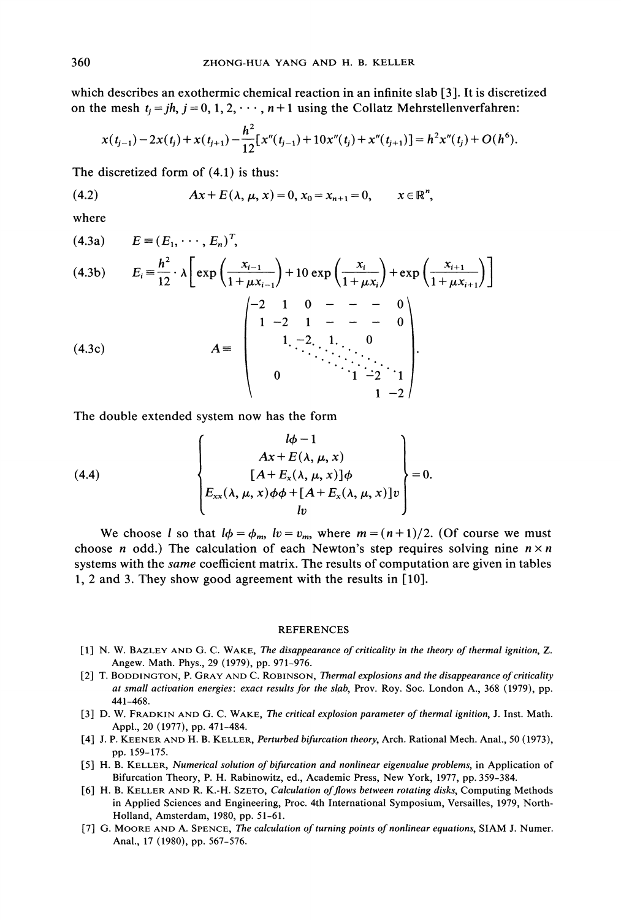which describes an exothermic chemical reaction in an infinite slab [3]. It is discretized on the mesh $t_j = jh$, $j = 0, 1, 2, \cdots, n+1$ using the Collatz Mehrstellenverfahren:

$$x(t_{j-1}) - 2x(t_j) + x(t_{j+1}) - \frac{h^2}{12}[x''(t_{j-1}) + 10x''(t_j) + x''(t_{j+1})] = h^2 x''(t_j) + O(h^6).$$

The discretized form of (4.1) is thus:

$$Ax + E(\lambda, \mu, x) = 0, \quad x_0 = x_{n+1} = 0, \qquad x \in \mathbb{R}^n, \tag{4.2}$$

where

$$E \equiv (E_1, \cdots, E_n)^T, \tag{4.3a}$$

$$E_i \equiv \frac{h^2}{12} \cdot \lambda \left[ \exp\left(\frac{x_{i-1}}{1+\mu x_{i-1}}\right) + 10 \exp\left(\frac{x_i}{1+\mu x_i}\right) + \exp\left(\frac{x_{i+1}}{1+\mu x_{i+1}}\right) \right] \tag{4.3b}$$

$$A \equiv \begin{pmatrix} -2 & 1 & 0 & - & - & - & 0 \\ 1 & -2 & 1 & - & - & - & 0 \\ & 1 & -2 & 1 & & 0 & \\ & & \ddots & \ddots & \ddots & & \\ & 0 & & & 1 & -2 & 1 \\ & & & & & 1 & -2 \end{pmatrix}. \tag{4.3c}$$

The double extended system now has the form

$$\begin{Bmatrix} l\phi - 1 \\ Ax + E(\lambda, \mu, x) \\ [A + E_x(\lambda, \mu, x)]\phi \\ E_{xx}(\lambda, \mu, x)\phi\phi + [A + E_x(\lambda, \mu, x)]v \\ lv \end{Bmatrix} = 0. \tag{4.4}$$

We choose $l$ so that $l\phi = \phi_m$, $lv = v_m$, where $m = (n+1)/2$. (Of course we must choose $n$ odd.) The calculation of each Newton's step requires solving nine $n \times n$ systems with the *same* coefficient matrix. The results of computation are given in tables 1, 2 and 3. They show good agreement with the results in [10].

## REFERENCES

[1] N. W. Bazley and G. C. Wake, *The disappearance of criticality in the theory of thermal ignition*, Z. Angew. Math. Phys., 29 (1979), pp. 971–976.

[2] T. Boddington, P. Gray and C. Robinson, *Thermal explosions and the disappearance of criticality at small activation energies: exact results for the slab*, Prov. Roy. Soc. London A., 368 (1979), pp. 441–468.

[3] D. W. Fradkin and G. C. Wake, *The critical explosion parameter of thermal ignition*, J. Inst. Math. Appl., 20 (1977), pp. 471–484.

[4] J. P. Keener and H. B. Keller, *Perturbed bifurcation theory*, Arch. Rational Mech. Anal., 50 (1973), pp. 159–175.

[5] H. B. Keller, *Numerical solution of bifurcation and nonlinear eigenvalue problems*, in Application of Bifurcation Theory, P. H. Rabinowitz, ed., Academic Press, New York, 1977, pp. 359–384.

[6] H. B. Keller and R. K.-H. Szeto, *Calculation of flows between rotating disks*, Computing Methods in Applied Sciences and Engineering, Proc. 4th International Symposium, Versailles, 1979, North-Holland, Amsterdam, 1980, pp. 51–61.

[7] G. Moore and A. Spence, *The calculation of turning points of nonlinear equations*, SIAM J. Numer. Anal., 17 (1980), pp. 567–576.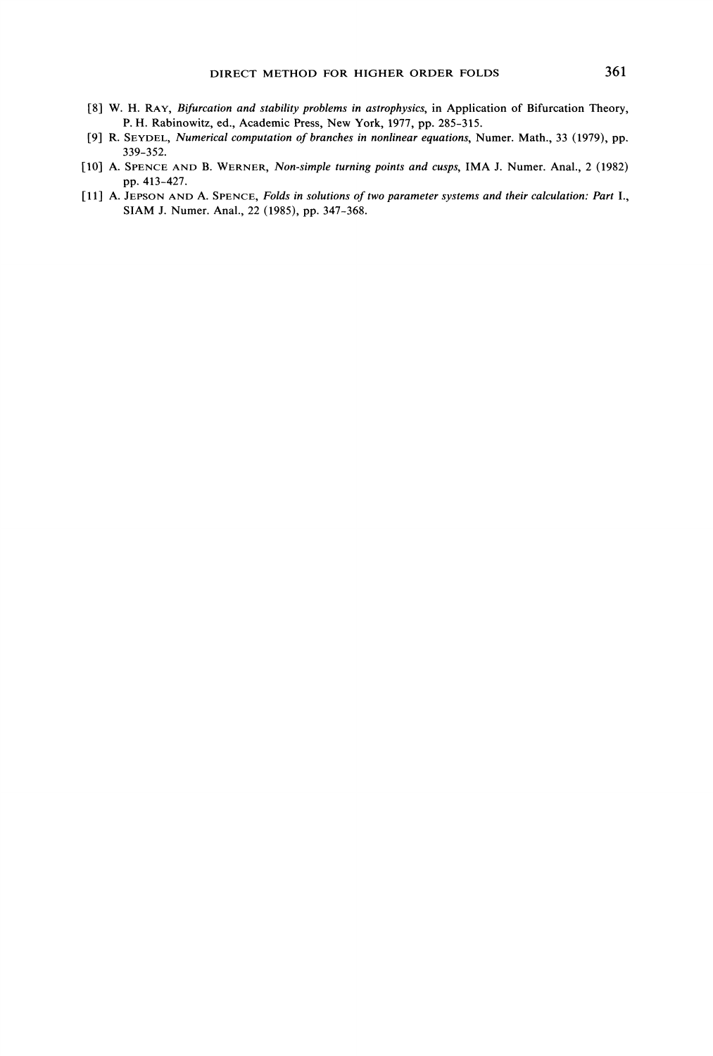[8] W. H. RAY, *Bifurcation and stability problems in astrophysics*, in Application of Bifurcation Theory, P. H. Rabinowitz, ed., Academic Press, New York, 1977, pp. 285–315.

[9] R. SEYDEL, *Numerical computation of branches in nonlinear equations*, Numer. Math., 33 (1979), pp. 339–352.

[10] A. SPENCE AND B. WERNER, *Non-simple turning points and cusps*, IMA J. Numer. Anal., 2 (1982) pp. 413–427.

[11] A. JEPSON AND A. SPENCE, *Folds in solutions of two parameter systems and their calculation: Part* I., SIAM J. Numer. Anal., 22 (1985), pp. 347–368.